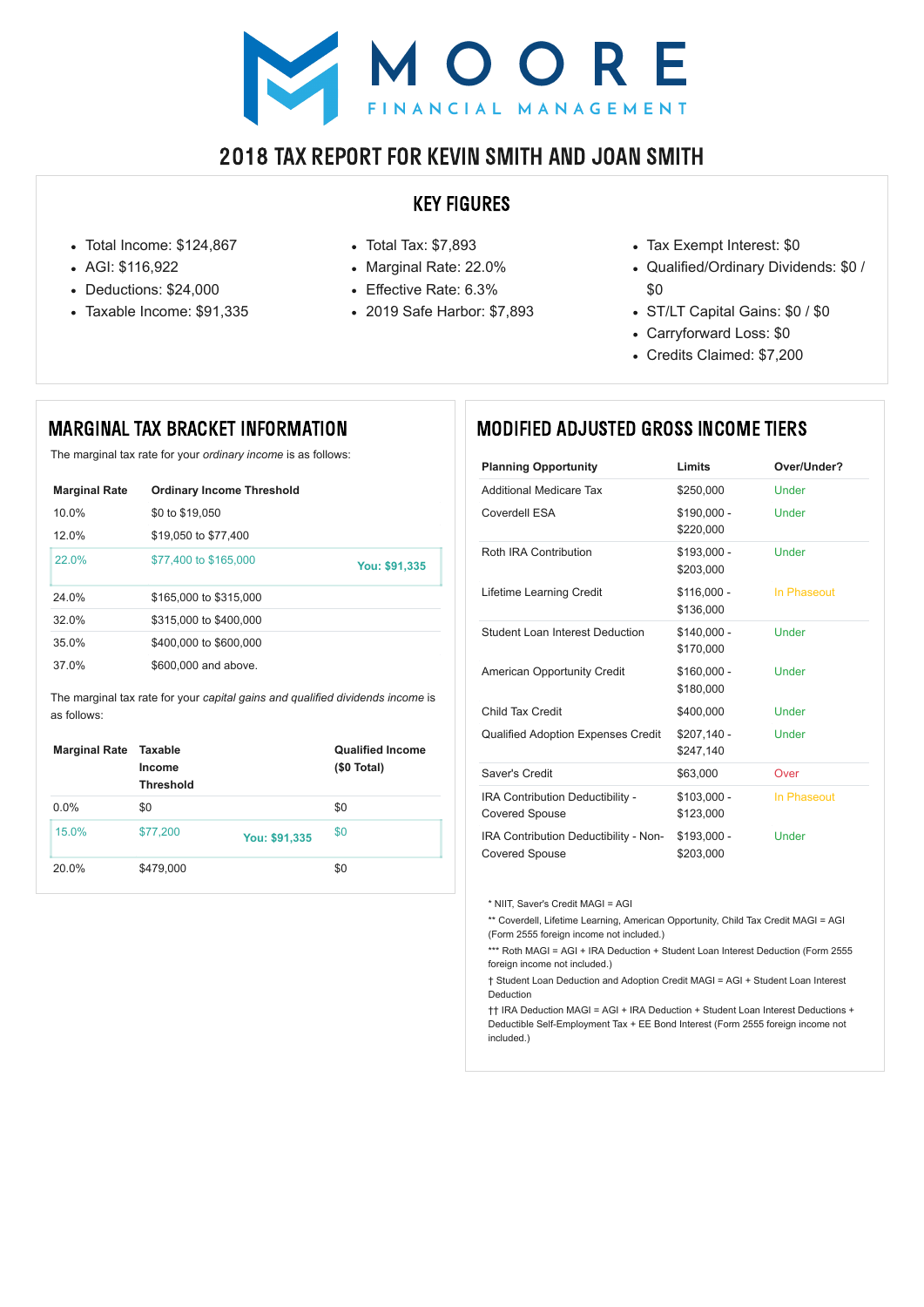# MOORE FINANCIAL MANAGEMENT

## 2018 TAX REPORT FOR KEVIN SMITH AND JOAN SMITH

### KEY FIGURES

- Total Income: $124,867
- AGI: $116,922
- Deductions: $24,000
- Taxable Income: $91,335

- Total Tax: $7,893
- Marginal Rate: 22.0%
- Effective Rate: 6.3%
- 2019 Safe Harbor: $7,893

- Tax Exempt Interest: $0
- Qualified/Ordinary Dividends: $0 / $0
- ST/LT Capital Gains: $0 / $0
- Carryforward Loss: $0
- Credits Claimed: $7,200

### MARGINAL TAX BRACKET INFORMATION

The marginal tax rate for your *ordinary income* is as follows:

| Marginal Rate | Ordinary Income Threshold | |
|---|---|---|
| 10.0% | $0 to $19,050 | |
| 12.0% | $19,050 to $77,400 | |
| 22.0% | $77,400 to $165,000 | **You: $91,335** |
| 24.0% | $165,000 to $315,000 | |
| 32.0% | $315,000 to $400,000 | |
| 35.0% | $400,000 to $600,000 | |
| 37.0% | $600,000 and above. | |

The marginal tax rate for your *capital gains and qualified dividends income* is as follows:

| Marginal Rate | Taxable Income Threshold | | Qualified Income ($0 Total) |
|---|---|---|---|
| 0.0% | $0 | | $0 |
| 15.0% | $77,200 | **You: $91,335** | $0 |
| 20.0% | $479,000 | | $0 |

### MODIFIED ADJUSTED GROSS INCOME TIERS

| Planning Opportunity | Limits | Over/Under? |
|---|---|---|
| Additional Medicare Tax | $250,000 | Under |
| Coverdell ESA | $190,000 - $220,000 | Under |
| Roth IRA Contribution | $193,000 - $203,000 | Under |
| Lifetime Learning Credit | $116,000 - $136,000 | In Phaseout |
| Student Loan Interest Deduction | $140,000 - $170,000 | Under |
| American Opportunity Credit | $160,000 - $180,000 | Under |
| Child Tax Credit | $400,000 | Under |
| Qualified Adoption Expenses Credit | $207,140 - $247,140 | Under |
| Saver's Credit | $63,000 | Over |
| IRA Contribution Deductibility - Covered Spouse | $103,000 - $123,000 | In Phaseout |
| IRA Contribution Deductibility - Non-Covered Spouse | $193,000 - $203,000 | Under |

\* NIIT, Saver's Credit MAGI = AGI

\*\* Coverdell, Lifetime Learning, American Opportunity, Child Tax Credit MAGI = AGI (Form 2555 foreign income not included.)

\*\*\* Roth MAGI = AGI + IRA Deduction + Student Loan Interest Deduction (Form 2555 foreign income not included.)

† Student Loan Deduction and Adoption Credit MAGI = AGI + Student Loan Interest Deduction

†† IRA Deduction MAGI = AGI + IRA Deduction + Student Loan Interest Deductions + Deductible Self-Employment Tax + EE Bond Interest (Form 2555 foreign income not included.)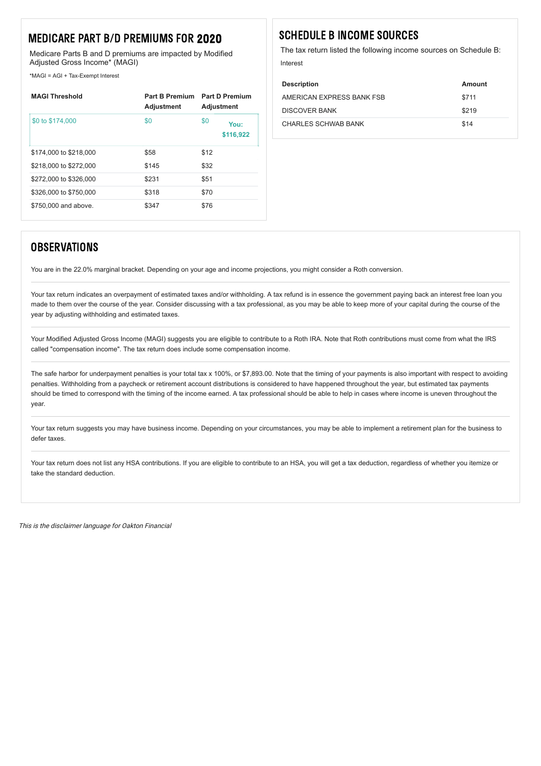## MEDICARE PART B/D PREMIUMS FOR 2020

Medicare Parts B and D premiums are impacted by Modified Adjusted Gross Income* (MAGI)

*MAGI = AGI + Tax-Exempt Interest

| MAGI Threshold | Part B Premium Adjustment | Part D Premium Adjustment | |
|---|---|---|---|
| $0 to $174,000 | $0 | $0 | You: $116,922 |
| $174,000 to $218,000 | $58 | $12 | |
| $218,000 to $272,000 | $145 | $32 | |
| $272,000 to $326,000 | $231 | $51 | |
| $326,000 to $750,000 | $318 | $70 | |
| $750,000 and above. | $347 | $76 | |

## SCHEDULE B INCOME SOURCES

The tax return listed the following income sources on Schedule B:

Interest

| Description | Amount |
|---|---|
| AMERICAN EXPRESS BANK FSB | $711 |
| DISCOVER BANK | $219 |
| CHARLES SCHWAB BANK | $14 |

## OBSERVATIONS

You are in the 22.0% marginal bracket. Depending on your age and income projections, you might consider a Roth conversion.

Your tax return indicates an overpayment of estimated taxes and/or withholding. A tax refund is in essence the government paying back an interest free loan you made to them over the course of the year. Consider discussing with a tax professional, as you may be able to keep more of your capital during the course of the year by adjusting withholding and estimated taxes.

Your Modified Adjusted Gross Income (MAGI) suggests you are eligible to contribute to a Roth IRA. Note that Roth contributions must come from what the IRS called "compensation income". The tax return does include some compensation income.

The safe harbor for underpayment penalties is your total tax x 100%, or $7,893.00. Note that the timing of your payments is also important with respect to avoiding penalties. Withholding from a paycheck or retirement account distributions is considered to have happened throughout the year, but estimated tax payments should be timed to correspond with the timing of the income earned. A tax professional should be able to help in cases where income is uneven throughout the year.

Your tax return suggests you may have business income. Depending on your circumstances, you may be able to implement a retirement plan for the business to defer taxes.

Your tax return does not list any HSA contributions. If you are eligible to contribute to an HSA, you will get a tax deduction, regardless of whether you itemize or take the standard deduction.

*This is the disclaimer language for Oakton Financial*